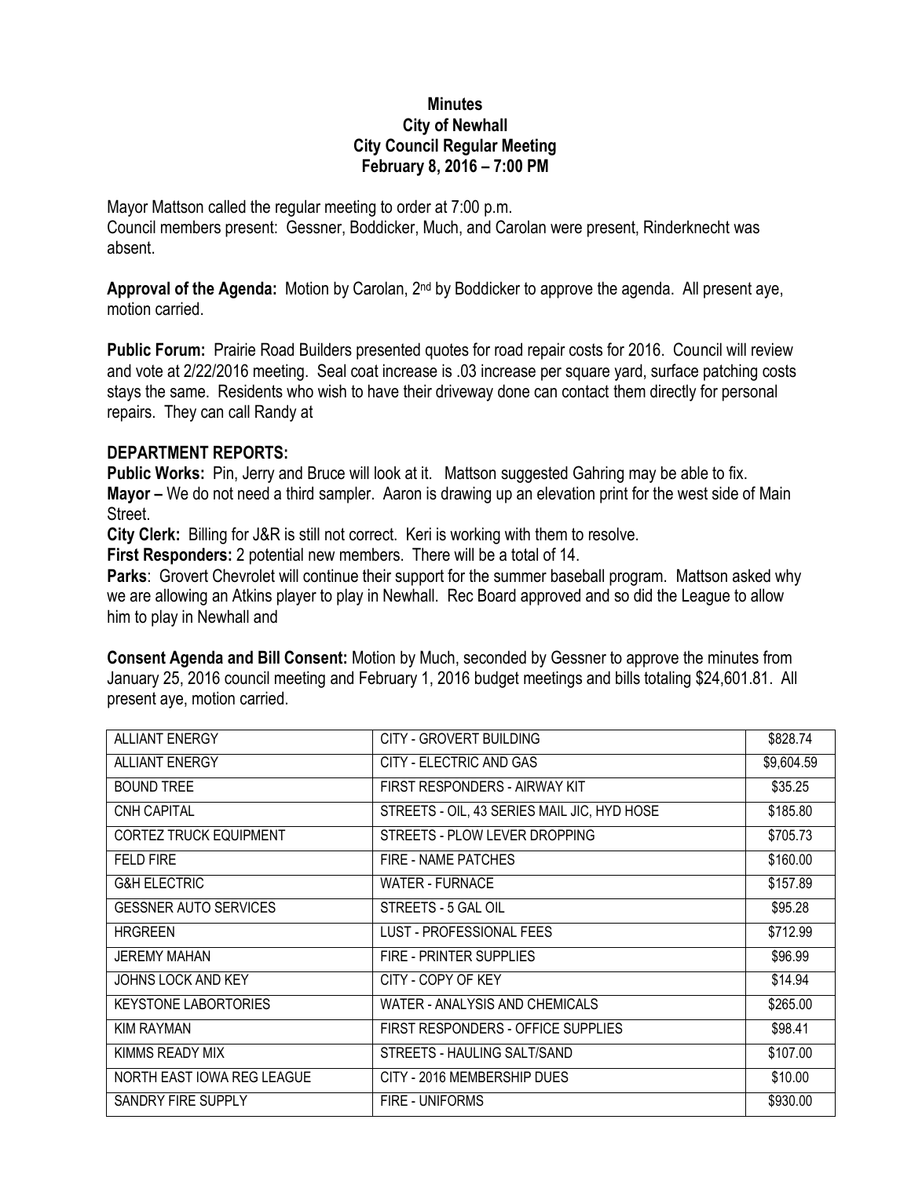**Minutes**
**City of Newhall**
**City Council Regular Meeting**
**February 8, 2016 – 7:00 PM**

Mayor Mattson called the regular meeting to order at 7:00 p.m.
Council members present: Gessner, Boddicker, Much, and Carolan were present, Rinderknecht was absent.

**Approval of the Agenda:** Motion by Carolan, 2nd by Boddicker to approve the agenda. All present aye, motion carried.

**Public Forum:** Prairie Road Builders presented quotes for road repair costs for 2016. Council will review and vote at 2/22/2016 meeting. Seal coat increase is .03 increase per square yard, surface patching costs stays the same. Residents who wish to have their driveway done can contact them directly for personal repairs. They can call Randy at

**DEPARTMENT REPORTS:**

**Public Works:** Pin, Jerry and Bruce will look at it. Mattson suggested Gahring may be able to fix.
**Mayor –** We do not need a third sampler. Aaron is drawing up an elevation print for the west side of Main Street.
**City Clerk:** Billing for J&R is still not correct. Keri is working with them to resolve.
**First Responders:** 2 potential new members. There will be a total of 14.
**Parks**: Grovert Chevrolet will continue their support for the summer baseball program. Mattson asked why we are allowing an Atkins player to play in Newhall. Rec Board approved and so did the League to allow him to play in Newhall and

**Consent Agenda and Bill Consent:** Motion by Much, seconded by Gessner to approve the minutes from January 25, 2016 council meeting and February 1, 2016 budget meetings and bills totaling $24,601.81. All present aye, motion carried.

| | | |
|---|---|---|
| ALLIANT ENERGY | CITY - GROVERT BUILDING | $828.74 |
| ALLIANT ENERGY | CITY - ELECTRIC AND GAS | $9,604.59 |
| BOUND TREE | FIRST RESPONDERS - AIRWAY KIT | $35.25 |
| CNH CAPITAL | STREETS - OIL, 43 SERIES MAIL JIC, HYD HOSE | $185.80 |
| CORTEZ TRUCK EQUIPMENT | STREETS - PLOW LEVER DROPPING | $705.73 |
| FELD FIRE | FIRE - NAME PATCHES | $160.00 |
| G&H ELECTRIC | WATER - FURNACE | $157.89 |
| GESSNER AUTO SERVICES | STREETS - 5 GAL OIL | $95.28 |
| HRGREEN | LUST - PROFESSIONAL FEES | $712.99 |
| JEREMY MAHAN | FIRE - PRINTER SUPPLIES | $96.99 |
| JOHNS LOCK AND KEY | CITY - COPY OF KEY | $14.94 |
| KEYSTONE LABORTORIES | WATER - ANALYSIS AND CHEMICALS | $265.00 |
| KIM RAYMAN | FIRST RESPONDERS - OFFICE SUPPLIES | $98.41 |
| KIMMS READY MIX | STREETS - HAULING SALT/SAND | $107.00 |
| NORTH EAST IOWA REG LEAGUE | CITY - 2016 MEMBERSHIP DUES | $10.00 |
| SANDRY FIRE SUPPLY | FIRE - UNIFORMS | $930.00 |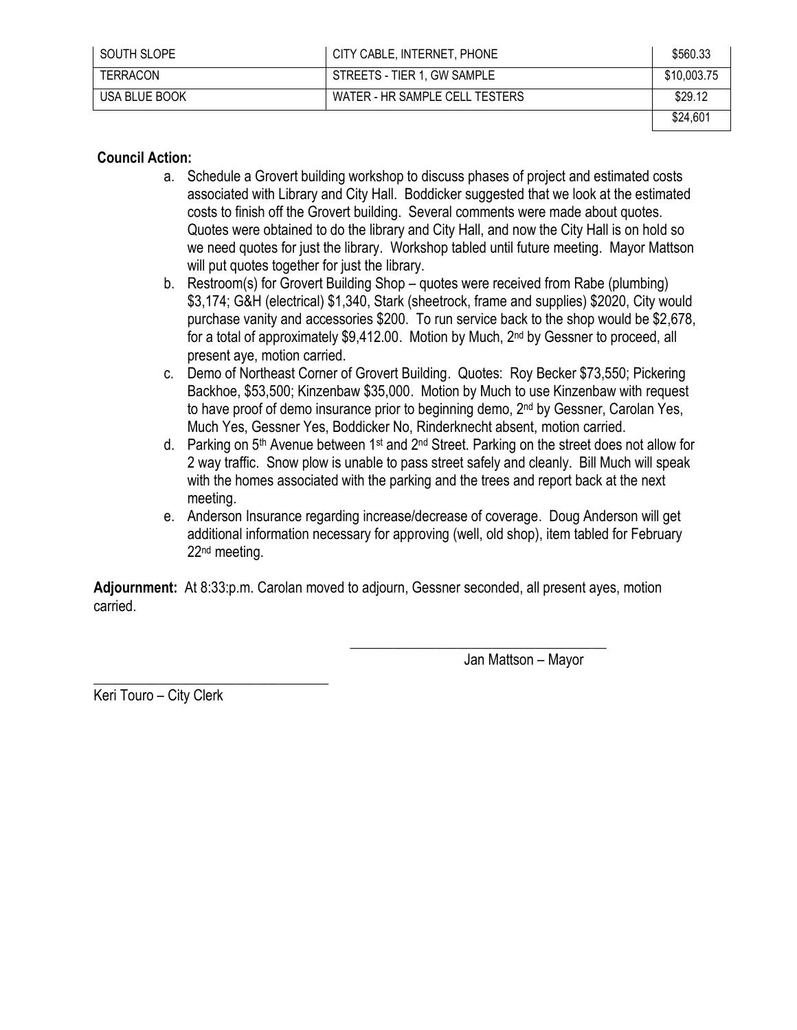| | | |
|---|---|---|
| SOUTH SLOPE | CITY CABLE, INTERNET, PHONE | \$560.33 |
| TERRACON | STREETS - TIER 1, GW SAMPLE | \$10,003.75 |
| USA BLUE BOOK | WATER - HR SAMPLE CELL TESTERS | \$29.12 |
| | | \$24,601 |

**Council Action:**

a. Schedule a Grovert building workshop to discuss phases of project and estimated costs associated with Library and City Hall. Boddicker suggested that we look at the estimated costs to finish off the Grovert building. Several comments were made about quotes. Quotes were obtained to do the library and City Hall, and now the City Hall is on hold so we need quotes for just the library. Workshop tabled until future meeting. Mayor Mattson will put quotes together for just the library.

b. Restroom(s) for Grovert Building Shop – quotes were received from Rabe (plumbing) \$3,174; G&H (electrical) \$1,340, Stark (sheetrock, frame and supplies) \$2020, City would purchase vanity and accessories \$200. To run service back to the shop would be \$2,678, for a total of approximately \$9,412.00. Motion by Much, 2nd by Gessner to proceed, all present aye, motion carried.

c. Demo of Northeast Corner of Grovert Building. Quotes: Roy Becker \$73,550; Pickering Backhoe, \$53,500; Kinzenbaw \$35,000. Motion by Much to use Kinzenbaw with request to have proof of demo insurance prior to beginning demo, 2nd by Gessner, Carolan Yes, Much Yes, Gessner Yes, Boddicker No, Rinderknecht absent, motion carried.

d. Parking on 5th Avenue between 1st and 2nd Street. Parking on the street does not allow for 2 way traffic. Snow plow is unable to pass street safely and cleanly. Bill Much will speak with the homes associated with the parking and the trees and report back at the next meeting.

e. Anderson Insurance regarding increase/decrease of coverage. Doug Anderson will get additional information necessary for approving (well, old shop), item tabled for February 22nd meeting.

**Adjournment:** At 8:33:p.m. Carolan moved to adjourn, Gessner seconded, all present ayes, motion carried.

\_\_\_\_\_\_\_\_\_\_\_\_\_\_\_\_\_\_\_\_\_\_\_\_\_\_\_\_\_\_\_\_\_\_\_\_\_

Jan Mattson – Mayor

\_\_\_\_\_\_\_\_\_\_\_\_\_\_\_\_\_\_\_\_\_\_\_\_\_\_\_\_\_\_\_\_\_\_\_\_\_

Keri Touro – City Clerk